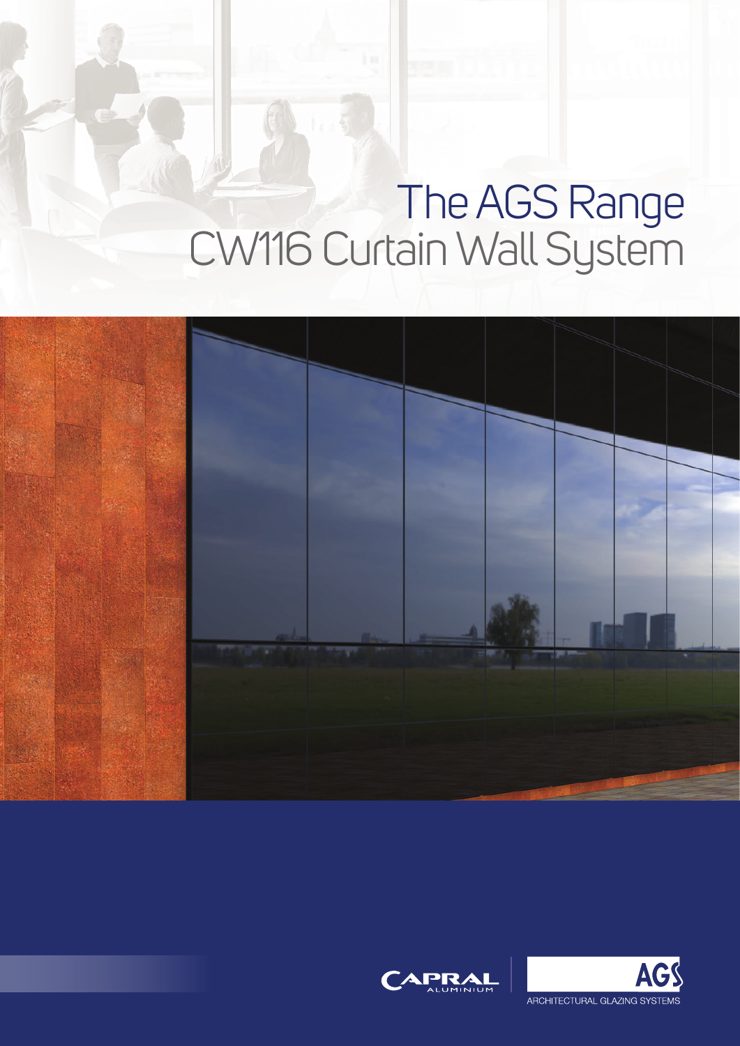# The AGS Range
## CW116 Curtain Wall System

CAPRAL ALUMINIUM

AGS ARCHITECTURAL GLAZING SYSTEMS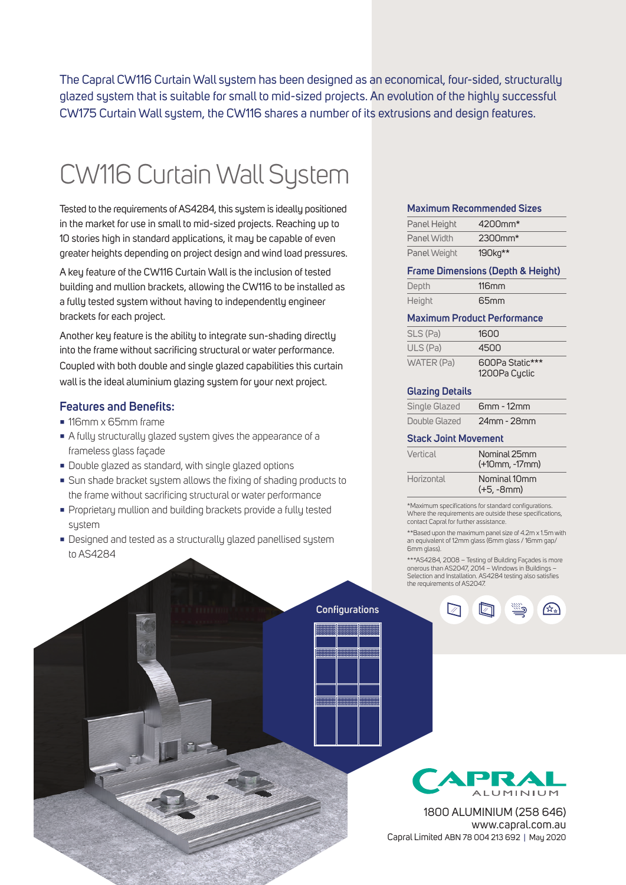The Capral CW116 Curtain Wall system has been designed as an economical, four-sided, structurally glazed system that is suitable for small to mid-sized projects. An evolution of the highly successful CW175 Curtain Wall system, the CW116 shares a number of its extrusions and design features.

# CW116 Curtain Wall System

Tested to the requirements of AS4284, this system is ideally positioned in the market for use in small to mid-sized projects. Reaching up to 10 stories high in standard applications, it may be capable of even greater heights depending on project design and wind load pressures.

A key feature of the CW116 Curtain Wall is the inclusion of tested building and mullion brackets, allowing the CW116 to be installed as a fully tested system without having to independently engineer brackets for each project.

Another key feature is the ability to integrate sun-shading directly into the frame without sacrificing structural or water performance. Coupled with both double and single glazed capabilities this curtain wall is the ideal aluminium glazing system for your next project.

## Features and Benefits:

- 116mm x 65mm frame
- A fully structurally glazed system gives the appearance of a frameless glass façade
- Double glazed as standard, with single glazed options
- Sun shade bracket system allows the fixing of shading products to the frame without sacrificing structural or water performance
- Proprietary mullion and building brackets provide a fully tested system
- Designed and tested as a structurally glazed panellised system to AS4284

### Maximum Recommended Sizes

| | |
|---|---|
| Panel Height | 4200mm* |
| Panel Width | 2300mm* |
| Panel Weight | 190kg** |

### Frame Dimensions (Depth & Height)

| | |
|---|---|
| Depth | 116mm |
| Height | 65mm |

### Maximum Product Performance

| | |
|---|---|
| SLS (Pa) | 1600 |
| ULS (Pa) | 4500 |
| WATER (Pa) | 600Pa Static*** 1200Pa Cyclic |

### Glazing Details

| | |
|---|---|
| Single Glazed | 6mm - 12mm |
| Double Glazed | 24mm - 28mm |

### Stack Joint Movement

| | |
|---|---|
| Vertical | Nominal 25mm (+10mm, -17mm) |
| Horizontal | Nominal 10mm (+5, -8mm) |

*Maximum specifications for standard configurations. Where the requirements are outside these specifications, contact Capral for further assistance.

**Based upon the maximum panel size of 4.2m x 1.5m with an equivalent of 12mm glass (6mm glass / 16mm gap/ 6mm glass).

***AS4284, 2008 – Testing of Building Façades is more onerous than AS2047, 2014 – Windows in Buildings – Selection and Installation. AS4284 testing also satisfies the requirements of AS2047.

Configurations

CAPRAL ALUMINIUM

1800 ALUMINIUM (258 646)
www.capral.com.au
Capral Limited ABN 78 004 213 692 | May 2020